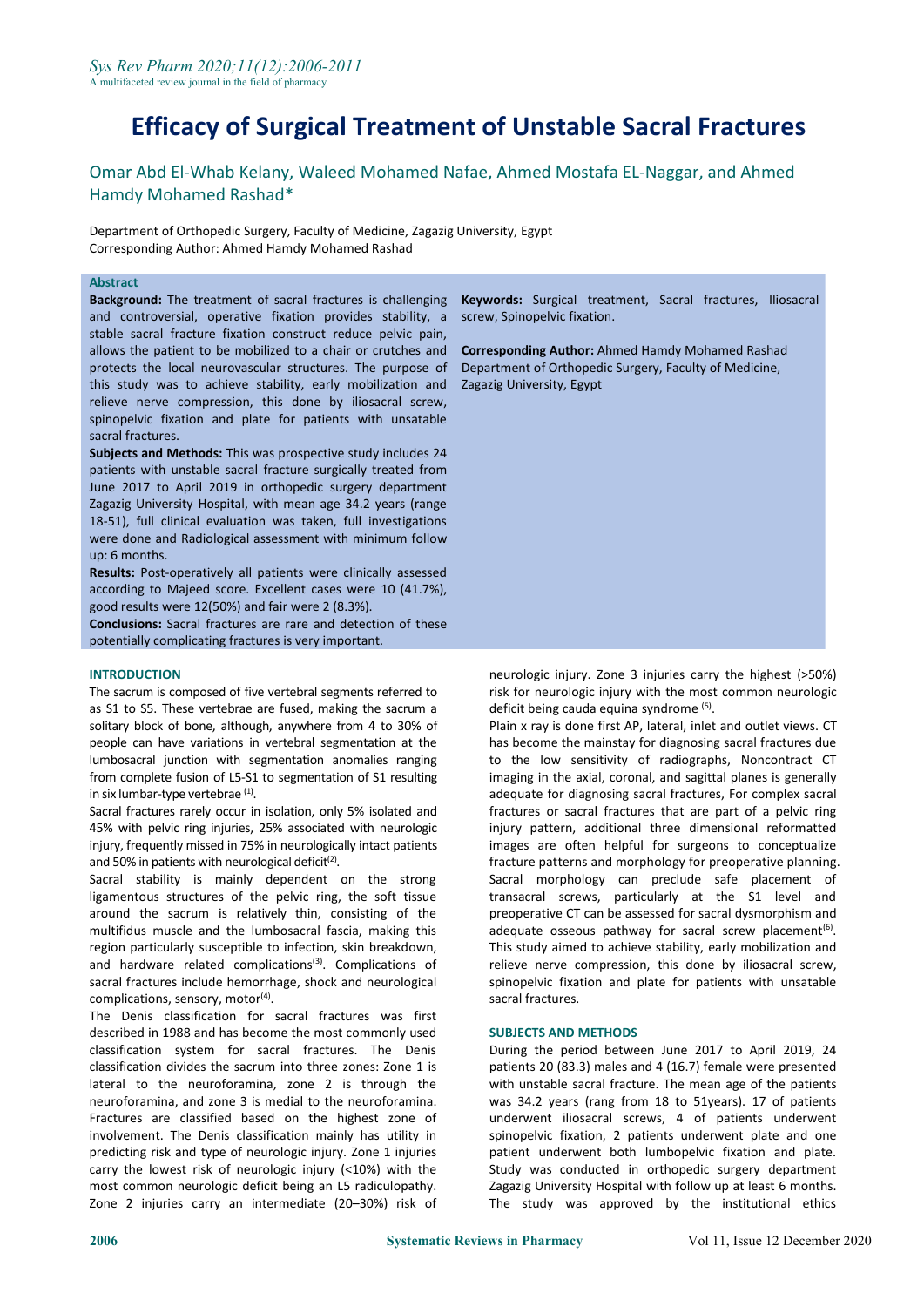# Efficacy of Surgical Treatment of Unstable Sacral Fractures

Omar Abd El-Whab Kelany, Waleed Mohamed Nafae, Ahmed Mostafa EL-Naggar, and Ahmed Hamdy Mohamed Rashad*

Department of Orthopedic Surgery, Faculty of Medicine, Zagazig University, Egypt
Corresponding Author: Ahmed Hamdy Mohamed Rashad

## Abstract

**Background:** The treatment of sacral fractures is challenging and controversial, operative fixation provides stability, a stable sacral fracture fixation construct reduce pelvic pain, allows the patient to be mobilized to a chair or crutches and protects the local neurovascular structures. The purpose of this study was to achieve stability, early mobilization and relieve nerve compression, this done by iliosacral screw, spinopelvic fixation and plate for patients with unsatable sacral fractures.

**Subjects and Methods:** This was prospective study includes 24 patients with unstable sacral fracture surgically treated from June 2017 to April 2019 in orthopedic surgery department Zagazig University Hospital, with mean age 34.2 years (range 18-51), full clinical evaluation was taken, full investigations were done and Radiological assessment with minimum follow up: 6 months.

**Results:** Post-operatively all patients were clinically assessed according to Majeed score. Excellent cases were 10 (41.7%), good results were 12(50%) and fair were 2 (8.3%).

**Conclusions:** Sacral fractures are rare and detection of these potentially complicating fractures is very important.

**Keywords:** Surgical treatment, Sacral fractures, Iliosacral screw, Spinopelvic fixation.

**Corresponding Author:** Ahmed Hamdy Mohamed Rashad
Department of Orthopedic Surgery, Faculty of Medicine, Zagazig University, Egypt

## INTRODUCTION

The sacrum is composed of five vertebral segments referred to as S1 to S5. These vertebrae are fused, making the sacrum a solitary block of bone, although, anywhere from 4 to 30% of people can have variations in vertebral segmentation at the lumbosacral junction with segmentation anomalies ranging from complete fusion of L5-S1 to segmentation of S1 resulting in six lumbar-type vertebrae [1].

Sacral fractures rarely occur in isolation, only 5% isolated and 45% with pelvic ring injuries, 25% associated with neurologic injury, frequently missed in 75% in neurologically intact patients and 50% in patients with neurological deficit[2].

Sacral stability is mainly dependent on the strong ligamentous structures of the pelvic ring, the soft tissue around the sacrum is relatively thin, consisting of the multifidus muscle and the lumbosacral fascia, making this region particularly susceptible to infection, skin breakdown, and hardware related complications[3]. Complications of sacral fractures include hemorrhage, shock and neurological complications, sensory, motor[4].

The Denis classification for sacral fractures was first described in 1988 and has become the most commonly used classification system for sacral fractures. The Denis classification divides the sacrum into three zones: Zone 1 is lateral to the neuroforamina, zone 2 is through the neuroforamina, and zone 3 is medial to the neuroforamina. Fractures are classified based on the highest zone of involvement. The Denis classification mainly has utility in predicting risk and type of neurologic injury. Zone 1 injuries carry the lowest risk of neurologic injury (<10%) with the most common neurologic deficit being an L5 radiculopathy. Zone 2 injuries carry an intermediate (20–30%) risk of neurologic injury. Zone 3 injuries carry the highest (>50%) risk for neurologic injury with the most common neurologic deficit being cauda equina syndrome [5].

Plain x ray is done first AP, lateral, inlet and outlet views. CT has become the mainstay for diagnosing sacral fractures due to the low sensitivity of radiographs, Noncontract CT imaging in the axial, coronal, and sagittal planes is generally adequate for diagnosing sacral fractures, For complex sacral fractures or sacral fractures that are part of a pelvic ring injury pattern, additional three dimensional reformatted images are often helpful for surgeons to conceptualize fracture patterns and morphology for preoperative planning. Sacral morphology can preclude safe placement of transacral screws, particularly at the S1 level and preoperative CT can be assessed for sacral dysmorphism and adequate osseous pathway for sacral screw placement[6].

This study aimed to achieve stability, early mobilization and relieve nerve compression, this done by iliosacral screw, spinopelvic fixation and plate for patients with unsatable sacral fractures.

## SUBJECTS AND METHODS

During the period between June 2017 to April 2019, 24 patients 20 (83.3) males and 4 (16.7) female were presented with unstable sacral fracture. The mean age of the patients was 34.2 years (rang from 18 to 51years). 17 of patients underwent iliosacral screws, 4 of patients underwent spinopelvic fixation, 2 patients underwent plate and one patient underwent both lumbopelvic fixation and plate. Study was conducted in orthopedic surgery department Zagazig University Hospital with follow up at least 6 months. The study was approved by the institutional ethics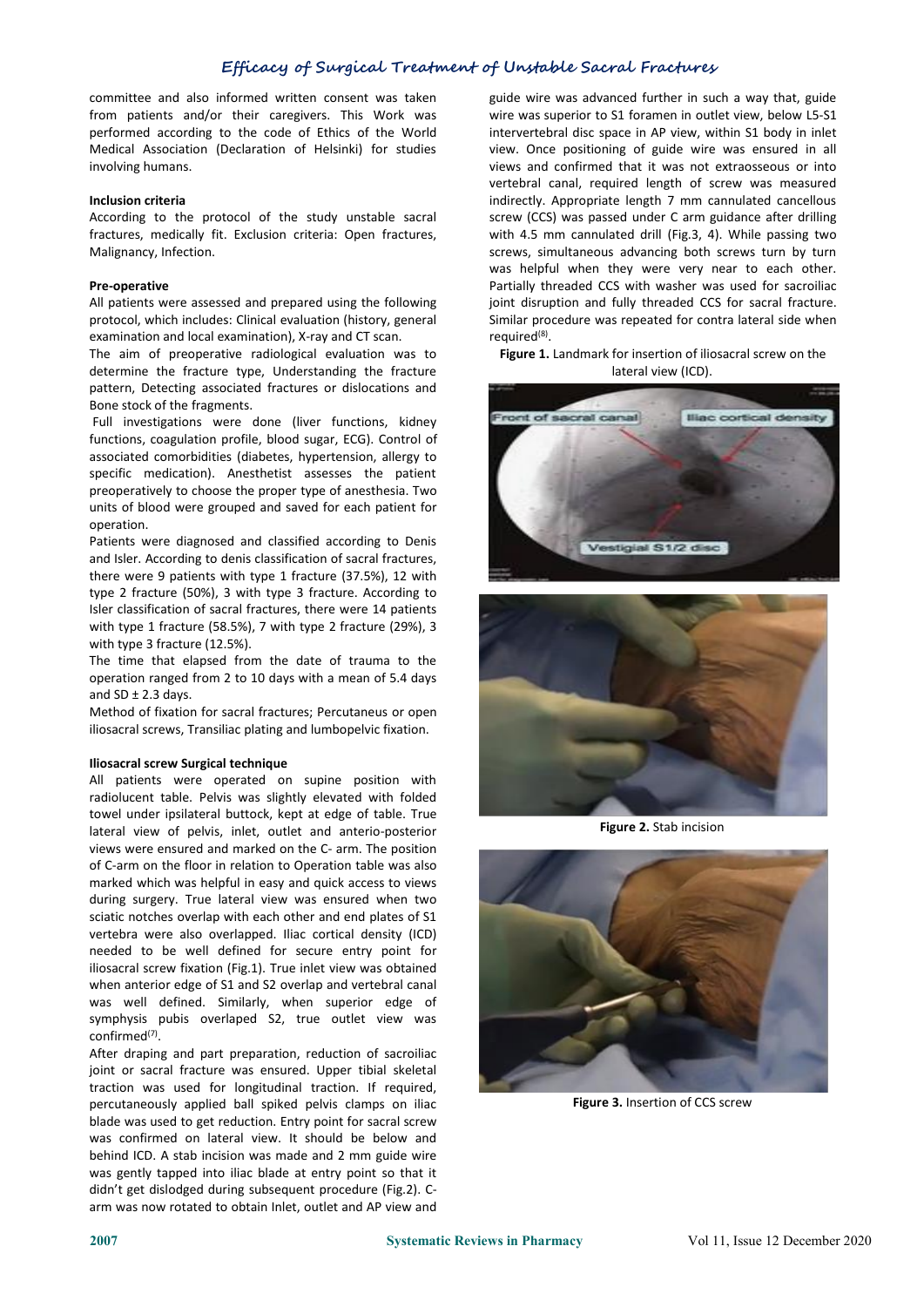committee and also informed written consent was taken from patients and/or their caregivers. This Work was performed according to the code of Ethics of the World Medical Association (Declaration of Helsinki) for studies involving humans.

### Inclusion criteria

According to the protocol of the study unstable sacral fractures, medically fit. Exclusion criteria: Open fractures, Malignancy, Infection.

### Pre-operative

All patients were assessed and prepared using the following protocol, which includes: Clinical evaluation (history, general examination and local examination), X-ray and CT scan.

The aim of preoperative radiological evaluation was to determine the fracture type, Understanding the fracture pattern, Detecting associated fractures or dislocations and Bone stock of the fragments.

Full investigations were done (liver functions, kidney functions, coagulation profile, blood sugar, ECG). Control of associated comorbidities (diabetes, hypertension, allergy to specific medication). Anesthetist assesses the patient preoperatively to choose the proper type of anesthesia. Two units of blood were grouped and saved for each patient for operation.

Patients were diagnosed and classified according to Denis and Isler. According to denis classification of sacral fractures, there were 9 patients with type 1 fracture (37.5%), 12 with type 2 fracture (50%), 3 with type 3 fracture. According to Isler classification of sacral fractures, there were 14 patients with type 1 fracture (58.5%), 7 with type 2 fracture (29%), 3 with type 3 fracture (12.5%).

The time that elapsed from the date of trauma to the operation ranged from 2 to 10 days with a mean of 5.4 days and SD ± 2.3 days.

Method of fixation for sacral fractures; Percutaneus or open iliosacral screws, Transiliac plating and lumbopelvic fixation.

### Iliosacral screw Surgical technique

All patients were operated on supine position with radiolucent table. Pelvis was slightly elevated with folded towel under ipsilateral buttock, kept at edge of table. True lateral view of pelvis, inlet, outlet and anterio-posterior views were ensured and marked on the C- arm. The position of C-arm on the floor in relation to Operation table was also marked which was helpful in easy and quick access to views during surgery. True lateral view was ensured when two sciatic notches overlap with each other and end plates of S1 vertebra were also overlapped. Iliac cortical density (ICD) needed to be well defined for secure entry point for iliosacral screw fixation (Fig.1). True inlet view was obtained when anterior edge of S1 and S2 overlap and vertebral canal was well defined. Similarly, when superior edge of symphysis pubis overlaped S2, true outlet view was confirmed[7].

After draping and part preparation, reduction of sacroiliac joint or sacral fracture was ensured. Upper tibial skeletal traction was used for longitudinal traction. If required, percutaneously applied ball spiked pelvis clamps on iliac blade was used to get reduction. Entry point for sacral screw was confirmed on lateral view. It should be below and behind ICD. A stab incision was made and 2 mm guide wire was gently tapped into iliac blade at entry point so that it didn't get dislodged during subsequent procedure (Fig.2). C-arm was now rotated to obtain Inlet, outlet and AP view and guide wire was advanced further in such a way that, guide wire was superior to S1 foramen in outlet view, below L5-S1 intervertebral disc space in AP view, within S1 body in inlet view. Once positioning of guide wire was ensured in all views and confirmed that it was not extraosseous or into vertebral canal, required length of screw was measured indirectly. Appropriate length 7 mm cannulated cancellous screw (CCS) was passed under C arm guidance after drilling with 4.5 mm cannulated drill (Fig.3, 4). While passing two screws, simultaneous advancing both screws turn by turn was helpful when they were very near to each other. Partially threaded CCS with washer was used for sacroiliac joint disruption and fully threaded CCS for sacral fracture. Similar procedure was repeated for contra lateral side when required[8].

**Figure 1.** Landmark for insertion of iliosacral screw on the lateral view (ICD).

**Figure 2.** Stab incision

**Figure 3.** Insertion of CCS screw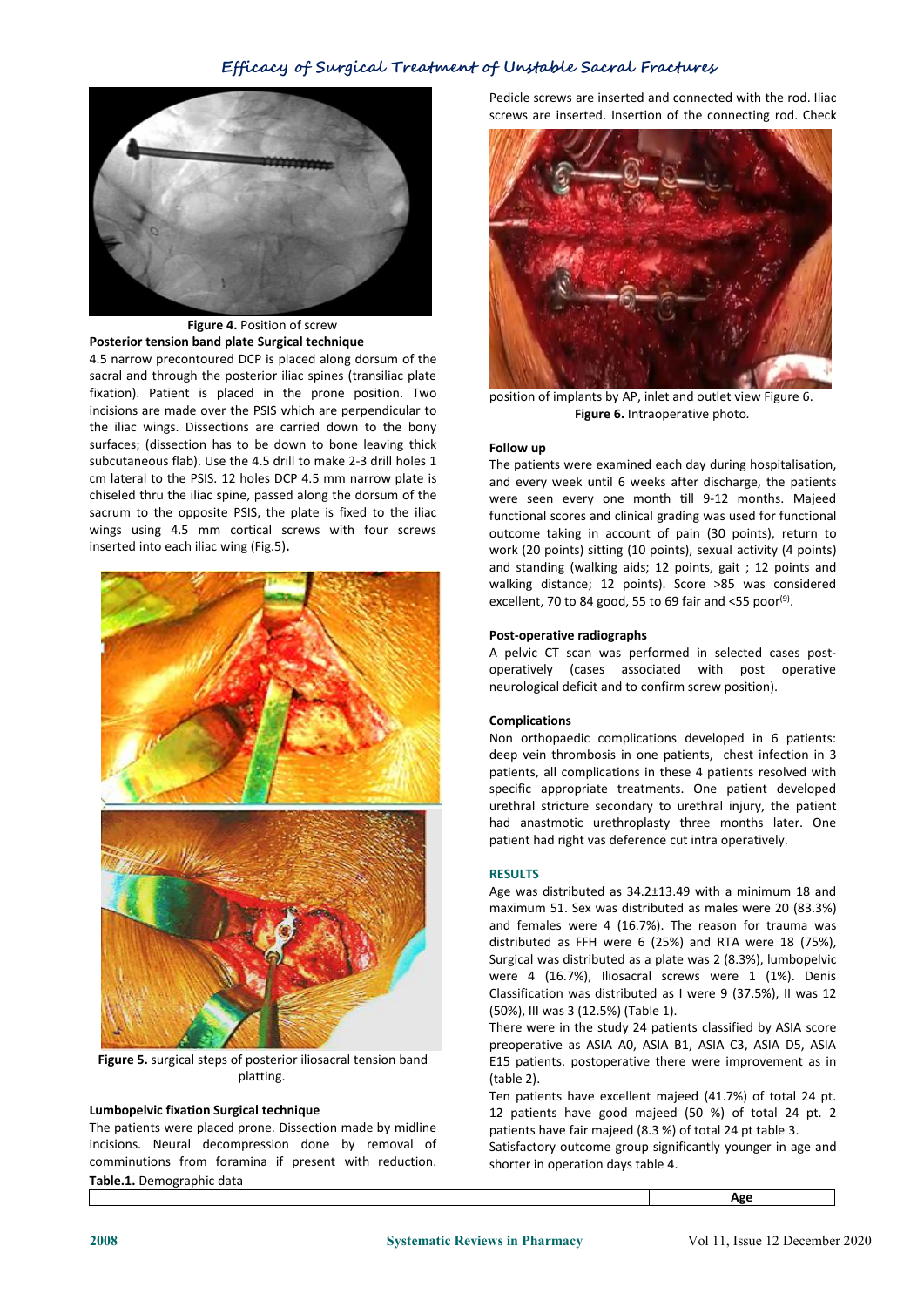Figure 4. Position of screw

**Posterior tension band plate Surgical technique**

4.5 narrow precontoured DCP is placed along dorsum of the sacral and through the posterior iliac spines (transiliac plate fixation). Patient is placed in the prone position. Two incisions are made over the PSIS which are perpendicular to the iliac wings. Dissections are carried down to the bony surfaces; (dissection has to be down to bone leaving thick subcutaneous flab). Use the 4.5 drill to make 2-3 drill holes 1 cm lateral to the PSIS. 12 holes DCP 4.5 mm narrow plate is chiseled thru the iliac spine, passed along the dorsum of the sacrum to the opposite PSIS, the plate is fixed to the iliac wings using 4.5 mm cortical screws with four screws inserted into each iliac wing (Fig.5).

**Figure 5.** surgical steps of posterior iliosacral tension band platting.

**Lumbopelvic fixation Surgical technique**

The patients were placed prone. Dissection made by midline incisions. Neural decompression done by removal of comminutions from foramina if present with reduction. Pedicle screws are inserted and connected with the rod. Iliac screws are inserted. Insertion of the connecting rod. Check position of implants by AP, inlet and outlet view Figure 6.

**Figure 6.** Intraoperative photo.

**Follow up**

The patients were examined each day during hospitalisation, and every week until 6 weeks after discharge, the patients were seen every one month till 9-12 months. Majeed functional scores and clinical grading was used for functional outcome taking in account of pain (30 points), return to work (20 points) sitting (10 points), sexual activity (4 points) and standing (walking aids; 12 points, gait ; 12 points and walking distance; 12 points). Score >85 was considered excellent, 70 to 84 good, 55 to 69 fair and <55 poor[9].

**Post-operative radiographs**

A pelvic CT scan was performed in selected cases post-operatively (cases associated with post operative neurological deficit and to confirm screw position).

**Complications**

Non orthopaedic complications developed in 6 patients: deep vein thrombosis in one patients, chest infection in 3 patients, all complications in these 4 patients resolved with specific appropriate treatments. One patient developed urethral stricture secondary to urethral injury, the patient had anastmotic urethroplasty three months later. One patient had right vas deference cut intra operatively.

## RESULTS

Age was distributed as 34.2±13.49 with a minimum 18 and maximum 51. Sex was distributed as males were 20 (83.3%) and females were 4 (16.7%). The reason for trauma was distributed as FFH were 6 (25%) and RTA were 18 (75%), Surgical was distributed as a plate was 2 (8.3%), lumbopelvic were 4 (16.7%), Iliosacral screws were 1 (1%). Denis Classification was distributed as I were 9 (37.5%), II was 12 (50%), III was 3 (12.5%) (Table 1).

There were in the study 24 patients classified by ASIA score preoperative as ASIA A0, ASIA B1, ASIA C3, ASIA D5, ASIA E15 patients. postoperative there were improvement as in (table 2).

Ten patients have excellent majeed (41.7%) of total 24 pt. 12 patients have good majeed (50 %) of total 24 pt. 2 patients have fair majeed (8.3 %) of total 24 pt table 3.

Satisfactory outcome group significantly younger in age and shorter in operation days table 4.

**Table.1.** Demographic data

| | Age |
|---|---|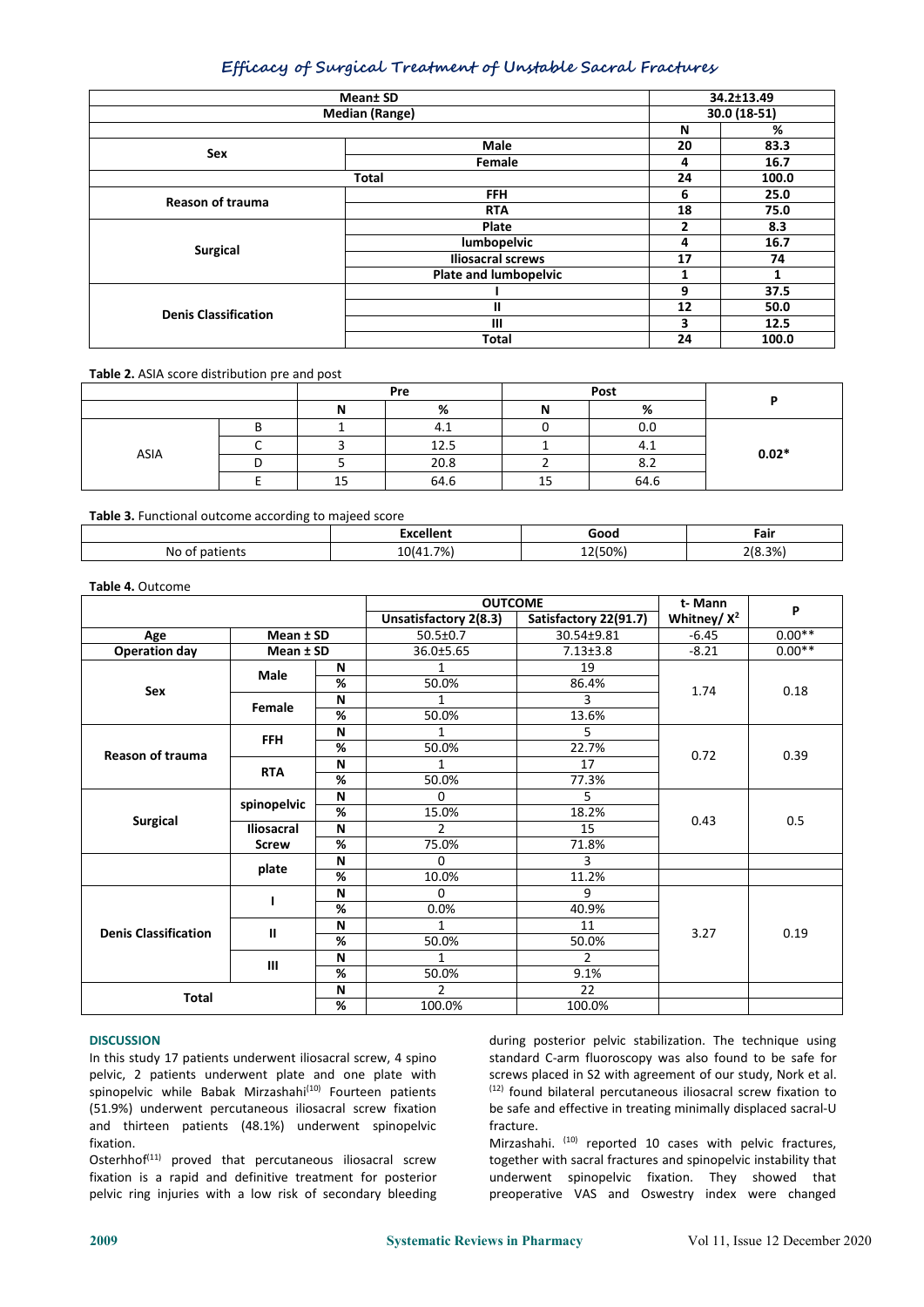| Mean± SD | | 34.2±13.49 | |
|---|---|---|---|
| Median (Range) | | 30.0 (18-51) | |
| | | N | % |
| Sex | Male | 20 | 83.3 |
| | Female | 4 | 16.7 |
| Total | | 24 | 100.0 |
| Reason of trauma | FFH | 6 | 25.0 |
| | RTA | 18 | 75.0 |
| Surgical | Plate | 2 | 8.3 |
| | lumbopelvic | 4 | 16.7 |
| | Iliosacral screws | 17 | 74 |
| | Plate and lumbopelvic | 1 | 1 |
| Denis Classification | I | 9 | 37.5 |
| | II | 12 | 50.0 |
| | III | 3 | 12.5 |
| | Total | 24 | 100.0 |

**Table 2.** ASIA score distribution pre and post

| | | Pre | | Post | | P |
|---|---|---|---|---|---|---|
| | | N | % | N | % | |
| ASIA | B | 1 | 4.1 | 0 | 0.0 | 0.02* |
| | C | 3 | 12.5 | 1 | 4.1 | |
| | D | 5 | 20.8 | 2 | 8.2 | |
| | E | 15 | 64.6 | 15 | 64.6 | |

**Table 3.** Functional outcome according to majeed score

| | Excellent | Good | Fair |
|---|---|---|---|
| No of patients | 10(41.7%) | 12(50%) | 2(8.3%) |

**Table 4.** Outcome

| | | | OUTCOME | | t- Mann Whitney/ $X^2$ | P |
|---|---|---|---|---|---|---|
| | | | Unsatisfactory 2(8.3) | Satisfactory 22(91.7) | | |
| Age | Mean ± SD | | 50.5±0.7 | 30.54±9.81 | -6.45 | 0.00** |
| Operation day | Mean ± SD | | 36.0±5.65 | 7.13±3.8 | -8.21 | 0.00** |
| Sex | Male | N | 1 | 19 | 1.74 | 0.18 |
| | | % | 50.0% | 86.4% | | |
| | Female | N | 1 | 3 | | |
| | | % | 50.0% | 13.6% | | |
| Reason of trauma | FFH | N | 1 | 5 | 0.72 | 0.39 |
| | | % | 50.0% | 22.7% | | |
| | RTA | N | 1 | 17 | | |
| | | % | 50.0% | 77.3% | | |
| Surgical | spinopelvic | N | 0 | 5 | 0.43 | 0.5 |
| | | % | 15.0% | 18.2% | | |
| | Iliosacral Screw | N | 2 | 15 | | |
| | | % | 75.0% | 71.8% | | |
| | plate | N | 0 | 3 | | |
| | | % | 10.0% | 11.2% | | |
| Denis Classification | I | N | 0 | 9 | 3.27 | 0.19 |
| | | % | 0.0% | 40.9% | | |
| | II | N | 1 | 11 | | |
| | | % | 50.0% | 50.0% | | |
| | III | N | 1 | 2 | | |
| | | % | 50.0% | 9.1% | | |
| Total | | N | 2 | 22 | | |
| | | % | 100.0% | 100.0% | | |

## DISCUSSION

In this study 17 patients underwent iliosacral screw, 4 spino pelvic, 2 patients underwent plate and one plate with spinopelvic while Babak Mirzashahi[10] Fourteen patients (51.9%) underwent percutaneous iliosacral screw fixation and thirteen patients (48.1%) underwent spinopelvic fixation.

Osterhhof[11] proved that percutaneous iliosacral screw fixation is a rapid and definitive treatment for posterior pelvic ring injuries with a low risk of secondary bleeding during posterior pelvic stabilization. The technique using standard C-arm fluoroscopy was also found to be safe for screws placed in S2 with agreement of our study, Nork et al. [12] found bilateral percutaneous iliosacral screw fixation to be safe and effective in treating minimally displaced sacral-U fracture.

Mirzashahi. [10] reported 10 cases with pelvic fractures, together with sacral fractures and spinopelvic instability that underwent spinopelvic fixation. They showed that preoperative VAS and Oswestry index were changed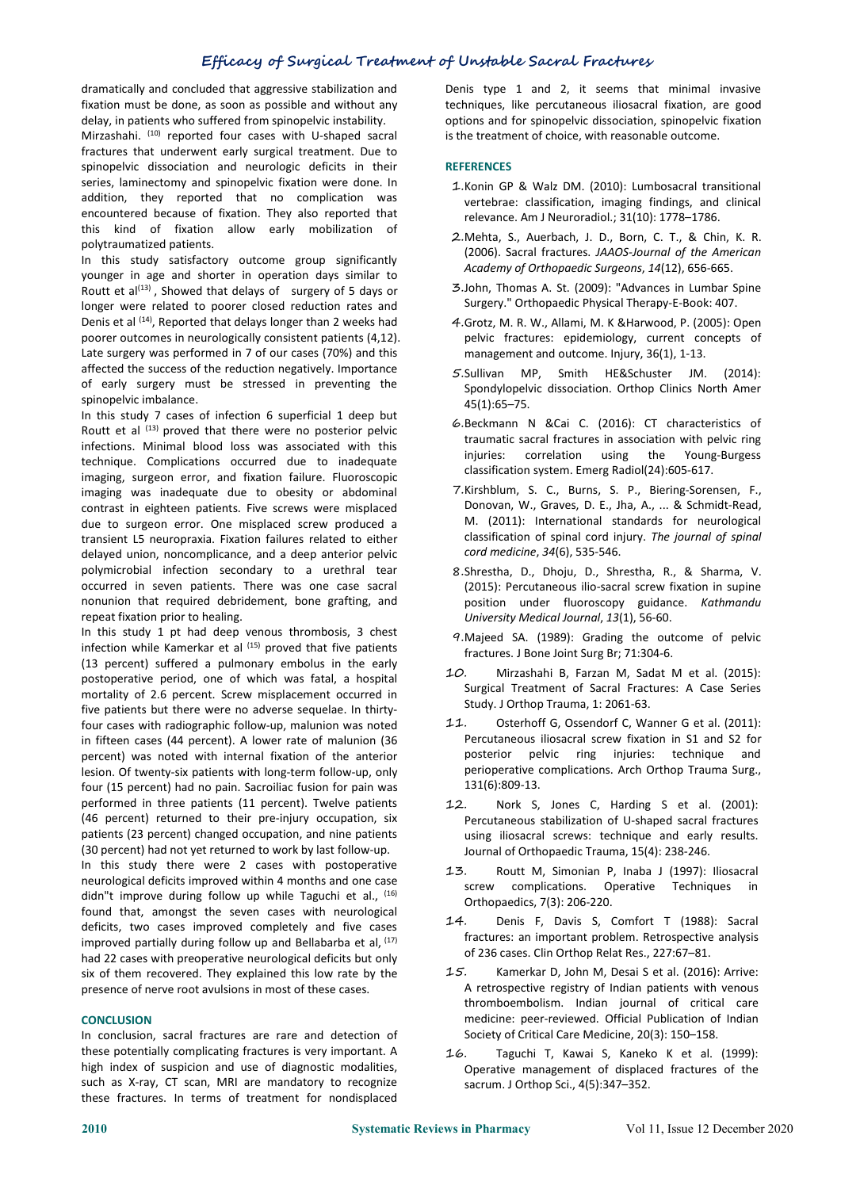dramatically and concluded that aggressive stabilization and fixation must be done, as soon as possible and without any delay, in patients who suffered from spinopelvic instability.

Mirzashahi. [10] reported four cases with U-shaped sacral fractures that underwent early surgical treatment. Due to spinopelvic dissociation and neurologic deficits in their series, laminectomy and spinopelvic fixation were done. In addition, they reported that no complication was encountered because of fixation. They also reported that this kind of fixation allow early mobilization of polytraumatized patients.

In this study satisfactory outcome group significantly younger in age and shorter in operation days similar to Routt et al[13] , Showed that delays of surgery of 5 days or longer were related to poorer closed reduction rates and Denis et al [14], Reported that delays longer than 2 weeks had poorer outcomes in neurologically consistent patients (4,12). Late surgery was performed in 7 of our cases (70%) and this affected the success of the reduction negatively. Importance of early surgery must be stressed in preventing the spinopelvic imbalance.

In this study 7 cases of infection 6 superficial 1 deep but Routt et al [13] proved that there were no posterior pelvic infections. Minimal blood loss was associated with this technique. Complications occurred due to inadequate imaging, surgeon error, and fixation failure. Fluoroscopic imaging was inadequate due to obesity or abdominal contrast in eighteen patients. Five screws were misplaced due to surgeon error. One misplaced screw produced a transient L5 neuropraxia. Fixation failures related to either delayed union, noncomplicance, and a deep anterior pelvic polymicrobial infection secondary to a urethral tear occurred in seven patients. There was one case sacral nonunion that required debridement, bone grafting, and repeat fixation prior to healing.

In this study 1 pt had deep venous thrombosis, 3 chest infection while Kamerkar et al [15] proved that five patients (13 percent) suffered a pulmonary embolus in the early postoperative period, one of which was fatal, a hospital mortality of 2.6 percent. Screw misplacement occurred in five patients but there were no adverse sequelae. In thirty-four cases with radiographic follow-up, malunion was noted in fifteen cases (44 percent). A lower rate of malunion (36 percent) was noted with internal fixation of the anterior lesion. Of twenty-six patients with long-term follow-up, only four (15 percent) had no pain. Sacroiliac fusion for pain was performed in three patients (11 percent). Twelve patients (46 percent) returned to their pre-injury occupation, six patients (23 percent) changed occupation, and nine patients (30 percent) had not yet returned to work by last follow-up.

In this study there were 2 cases with postoperative neurological deficits improved within 4 months and one case didn"t improve during follow up while Taguchi et al., [16] found that, amongst the seven cases with neurological deficits, two cases improved completely and five cases improved partially during follow up and Bellabarba et al, [17] had 22 cases with preoperative neurological deficits but only six of them recovered. They explained this low rate by the presence of nerve root avulsions in most of these cases.

## CONCLUSION

In conclusion, sacral fractures are rare and detection of these potentially complicating fractures is very important. A high index of suspicion and use of diagnostic modalities, such as X-ray, CT scan, MRI are mandatory to recognize these fractures. In terms of treatment for nondisplaced Denis type 1 and 2, it seems that minimal invasive techniques, like percutaneous iliosacral fixation, are good options and for spinopelvic dissociation, spinopelvic fixation is the treatment of choice, with reasonable outcome.

## REFERENCES

1. Konin GP & Walz DM. (2010): Lumbosacral transitional vertebrae: classification, imaging findings, and clinical relevance. Am J Neuroradiol.; 31(10): 1778–1786.
2. Mehta, S., Auerbach, J. D., Born, C. T., & Chin, K. R. (2006). Sacral fractures. *JAAOS-Journal of the American Academy of Orthopaedic Surgeons*, *14*(12), 656-665.
3. John, Thomas A. St. (2009): "Advances in Lumbar Spine Surgery." Orthopaedic Physical Therapy-E-Book: 407.
4. Grotz, M. R. W., Allami, M. K &Harwood, P. (2005): Open pelvic fractures: epidemiology, current concepts of management and outcome. Injury, 36(1), 1-13.
5. Sullivan MP, Smith HE&Schuster JM. (2014): Spondylopelvic dissociation. Orthop Clinics North Amer 45(1):65–75.
6. Beckmann N &Cai C. (2016): CT characteristics of traumatic sacral fractures in association with pelvic ring injuries: correlation using the Young-Burgess classification system. Emerg Radiol(24):605-617.
7. Kirshblum, S. C., Burns, S. P., Biering-Sorensen, F., Donovan, W., Graves, D. E., Jha, A., ... & Schmidt-Read, M. (2011): International standards for neurological classification of spinal cord injury. *The journal of spinal cord medicine*, *34*(6), 535-546.
8. Shrestha, D., Dhoju, D., Shrestha, R., & Sharma, V. (2015): Percutaneous ilio-sacral screw fixation in supine position under fluoroscopy guidance. *Kathmandu University Medical Journal*, *13*(1), 56-60.
9. Majeed SA. (1989): Grading the outcome of pelvic fractures. J Bone Joint Surg Br; 71:304-6.
10. Mirzashahi B, Farzan M, Sadat M et al. (2015): Surgical Treatment of Sacral Fractures: A Case Series Study. J Orthop Trauma, 1: 2061-63.
11. Osterhoff G, Ossendorf C, Wanner G et al. (2011): Percutaneous iliosacral screw fixation in S1 and S2 for posterior pelvic ring injuries: technique and perioperative complications. Arch Orthop Trauma Surg., 131(6):809-13.
12. Nork S, Jones C, Harding S et al. (2001): Percutaneous stabilization of U-shaped sacral fractures using iliosacral screws: technique and early results. Journal of Orthopaedic Trauma, 15(4): 238-246.
13. Routt M, Simonian P, Inaba J (1997): Iliosacral screw complications. Operative Techniques in Orthopaedics, 7(3): 206-220.
14. Denis F, Davis S, Comfort T (1988): Sacral fractures: an important problem. Retrospective analysis of 236 cases. Clin Orthop Relat Res., 227:67–81.
15. Kamerkar D, John M, Desai S et al. (2016): Arrive: A retrospective registry of Indian patients with venous thromboembolism. Indian journal of critical care medicine: peer-reviewed. Official Publication of Indian Society of Critical Care Medicine, 20(3): 150–158.
16. Taguchi T, Kawai S, Kaneko K et al. (1999): Operative management of displaced fractures of the sacrum. J Orthop Sci., 4(5):347–352.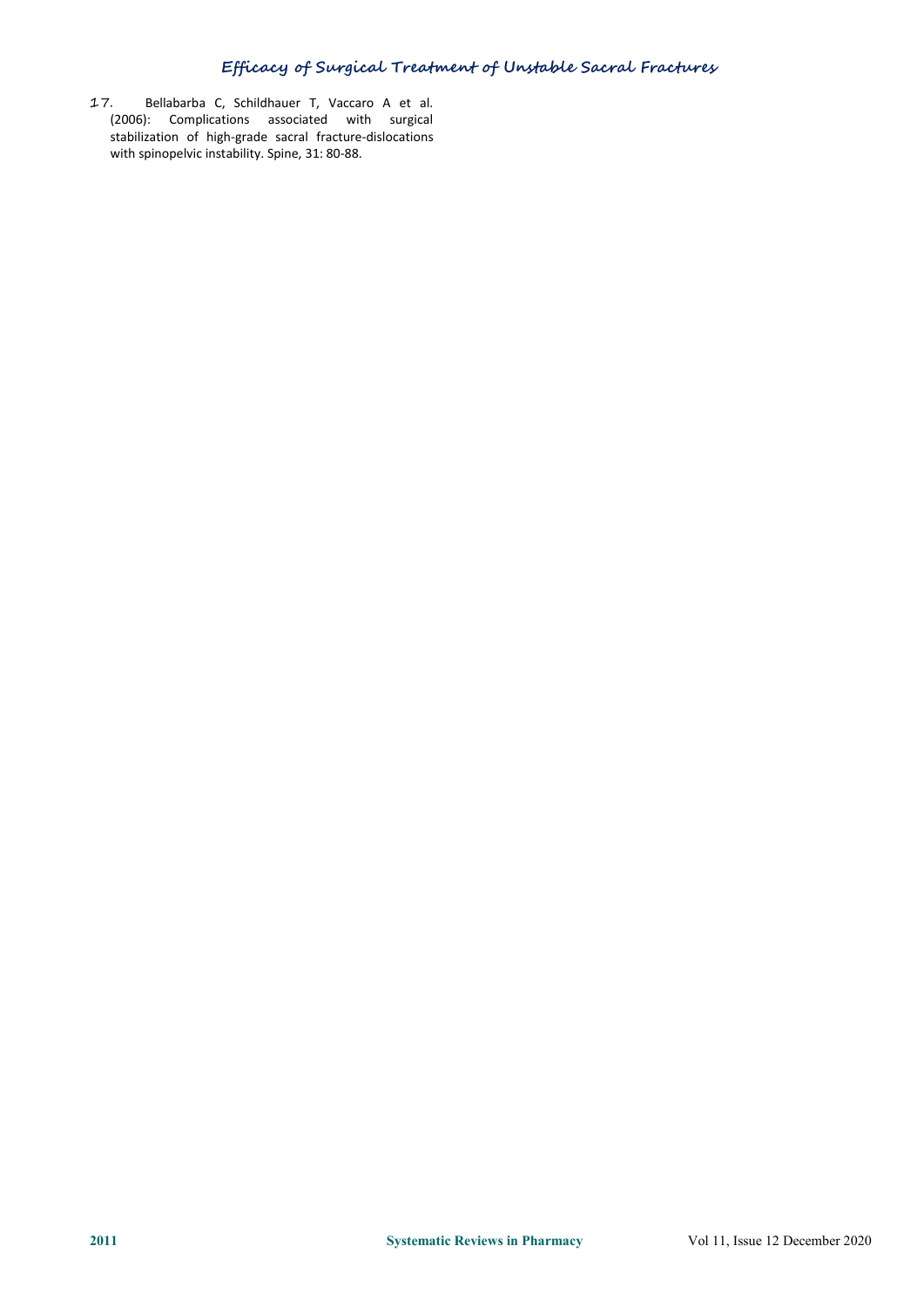17. Bellabarba C, Schildhauer T, Vaccaro A et al. (2006): Complications associated with surgical stabilization of high-grade sacral fracture-dislocations with spinopelvic instability. Spine, 31: 80-88.